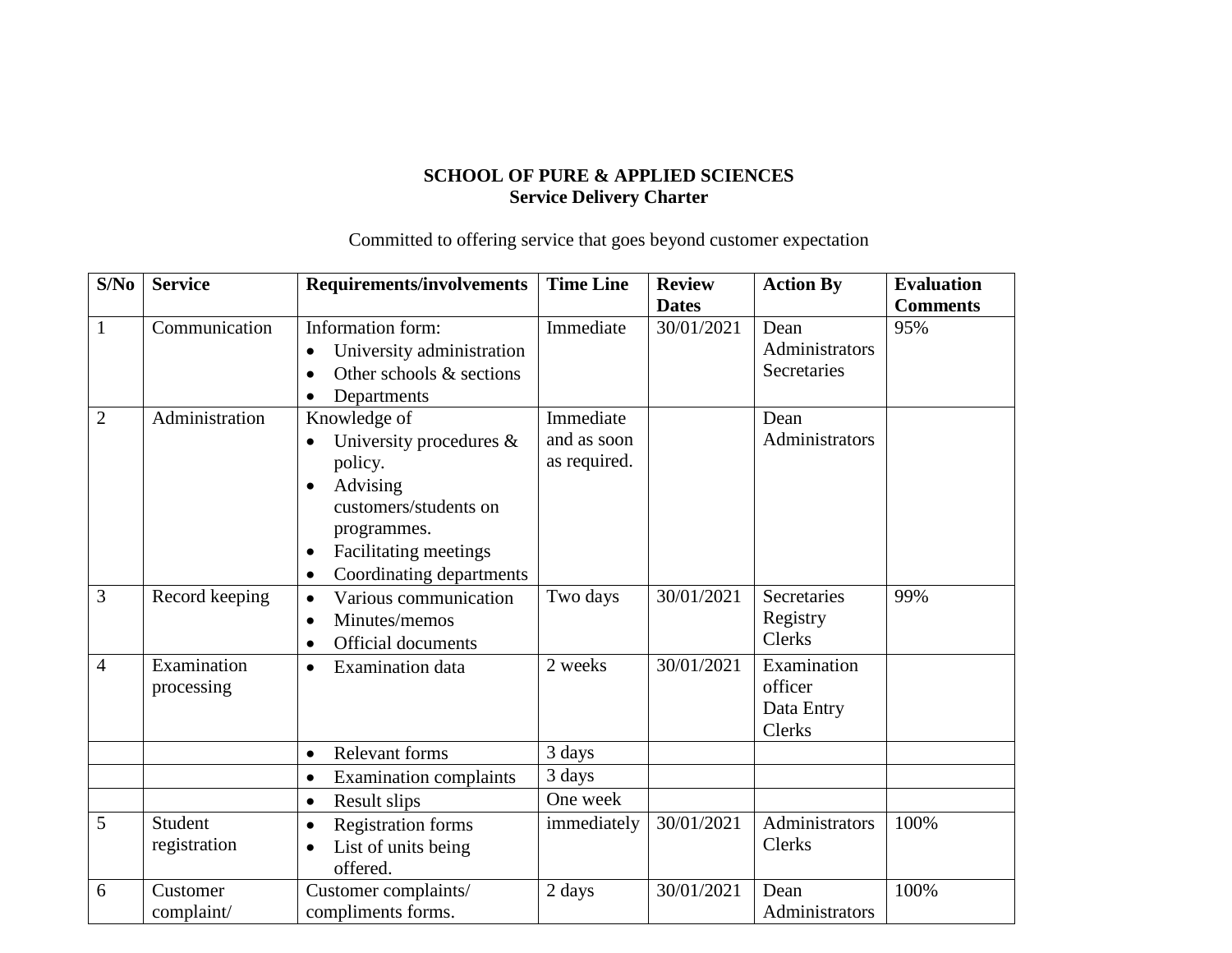**SCHOOL OF PURE & APPLIED SCIENCES**
**Service Delivery Charter**

Committed to offering service that goes beyond customer expectation

| S/No | Service | Requirements/involvements | Time Line | Review Dates | Action By | Evaluation Comments |
|---|---|---|---|---|---|---|
| 1 | Communication | Information form:<br>• University administration<br>• Other schools & sections<br>• Departments | Immediate | 30/01/2021 | Dean<br>Administrators<br>Secretaries | 95% |
| 2 | Administration | Knowledge of<br>• University procedures & policy.<br>• Advising customers/students on programmes.<br>• Facilitating meetings<br>• Coordinating departments | Immediate and as soon as required. | | Dean<br>Administrators | |
| 3 | Record keeping | • Various communication<br>• Minutes/memos<br>• Official documents | Two days | 30/01/2021 | Secretaries<br>Registry<br>Clerks | 99% |
| 4 | Examination processing | • Examination data | 2 weeks | 30/01/2021 | Examination officer<br>Data Entry Clerks | |
| | | • Relevant forms | 3 days | | | |
| | | • Examination complaints | 3 days | | | |
| | | • Result slips | One week | | | |
| 5 | Student registration | • Registration forms<br>• List of units being offered. | immediately | 30/01/2021 | Administrators<br>Clerks | 100% |
| 6 | Customer complaint/ | Customer complaints/ compliments forms. | 2 days | 30/01/2021 | Dean<br>Administrators | 100% |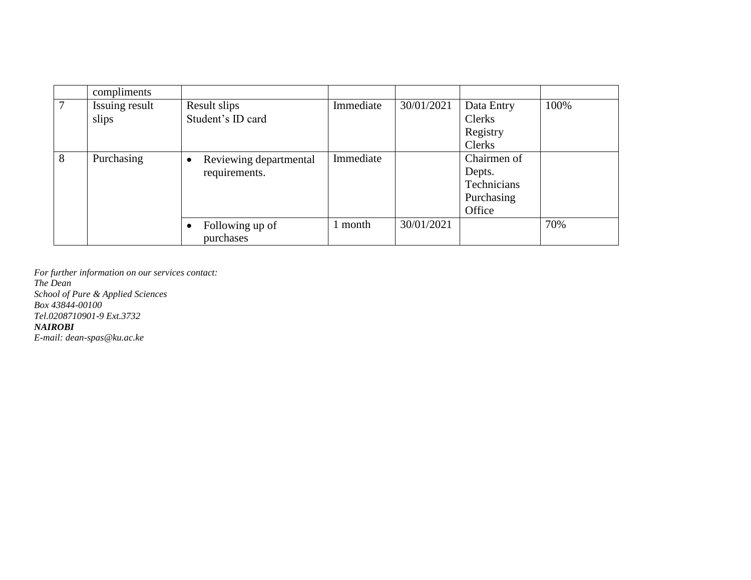| | | | | | | |
|---|---|---|---|---|---|---|
| | compliments | | | | | |
| 7 | Issuing result slips | Result slips<br>Student's ID card | Immediate | 30/01/2021 | Data Entry Clerks<br>Registry Clerks | 100% |
| 8 | Purchasing | • Reviewing departmental requirements. | Immediate | | Chairmen of Depts.<br>Technicians<br>Purchasing Office | |
| | | • Following up of purchases | 1 month | 30/01/2021 | | 70% |

*For further information on our services contact:*
*The Dean*
*School of Pure & Applied Sciences*
*Box 43844-00100*
*Tel.0208710901-9 Ext.3732*
***NAIROBI***
*E-mail: dean-spas@ku.ac.ke*